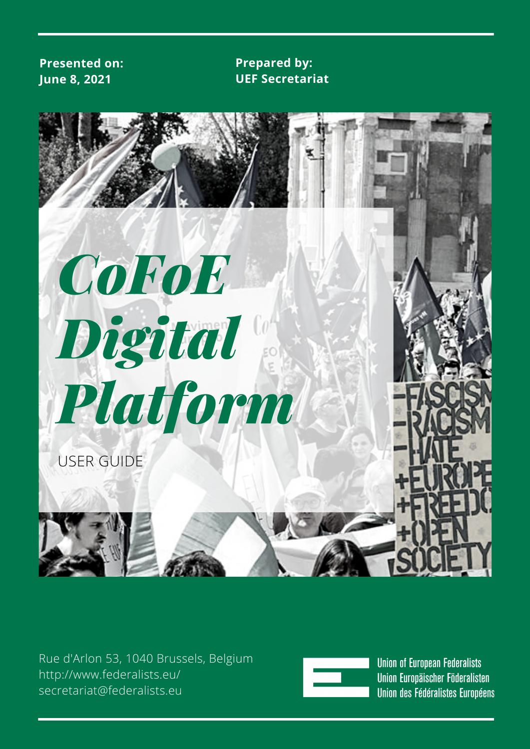**Presented on:**
**June 8, 2021**

**Prepared by:**
**UEF Secretariat**

# *CoFoE Digital Platform*

USER GUIDE

Rue d'Arlon 53, 1040 Brussels, Belgium
http://www.federalists.eu/
secretariat@federalists.eu

Union of European Federalists
Union Europäischer Föderalisten
Union des Fédéralistes Européens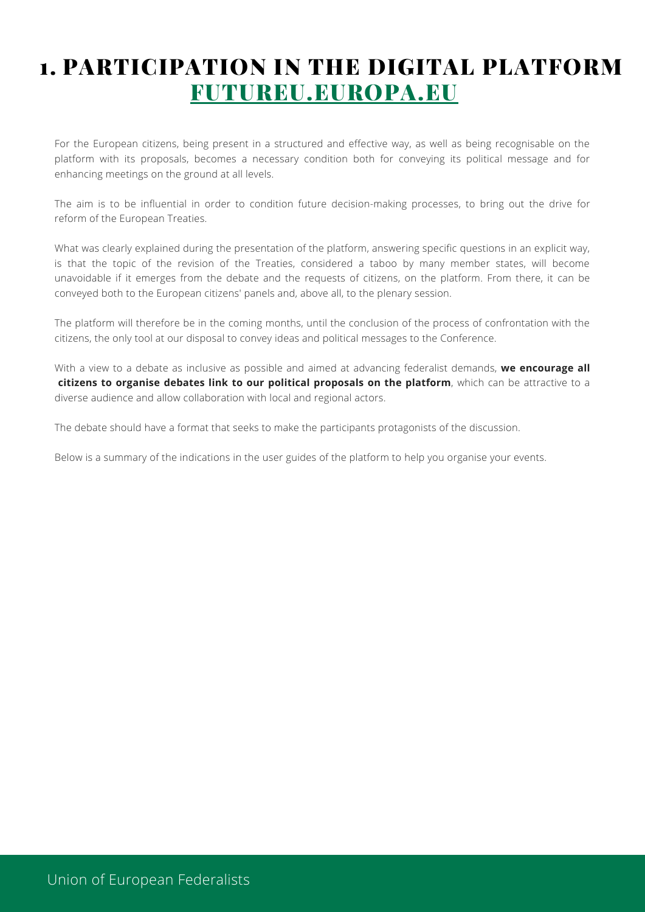# 1. PARTICIPATION IN THE DIGITAL PLATFORM FUTUREU.EUROPA.EU

For the European citizens, being present in a structured and effective way, as well as being recognisable on the platform with its proposals, becomes a necessary condition both for conveying its political message and for enhancing meetings on the ground at all levels.

The aim is to be influential in order to condition future decision-making processes, to bring out the drive for reform of the European Treaties.

What was clearly explained during the presentation of the platform, answering specific questions in an explicit way, is that the topic of the revision of the Treaties, considered a taboo by many member states, will become unavoidable if it emerges from the debate and the requests of citizens, on the platform. From there, it can be conveyed both to the European citizens' panels and, above all, to the plenary session.

The platform will therefore be in the coming months, until the conclusion of the process of confrontation with the citizens, the only tool at our disposal to convey ideas and political messages to the Conference.

With a view to a debate as inclusive as possible and aimed at advancing federalist demands, **we encourage all citizens to organise debates link to our political proposals on the platform**, which can be attractive to a diverse audience and allow collaboration with local and regional actors.

The debate should have a format that seeks to make the participants protagonists of the discussion.

Below is a summary of the indications in the user guides of the platform to help you organise your events.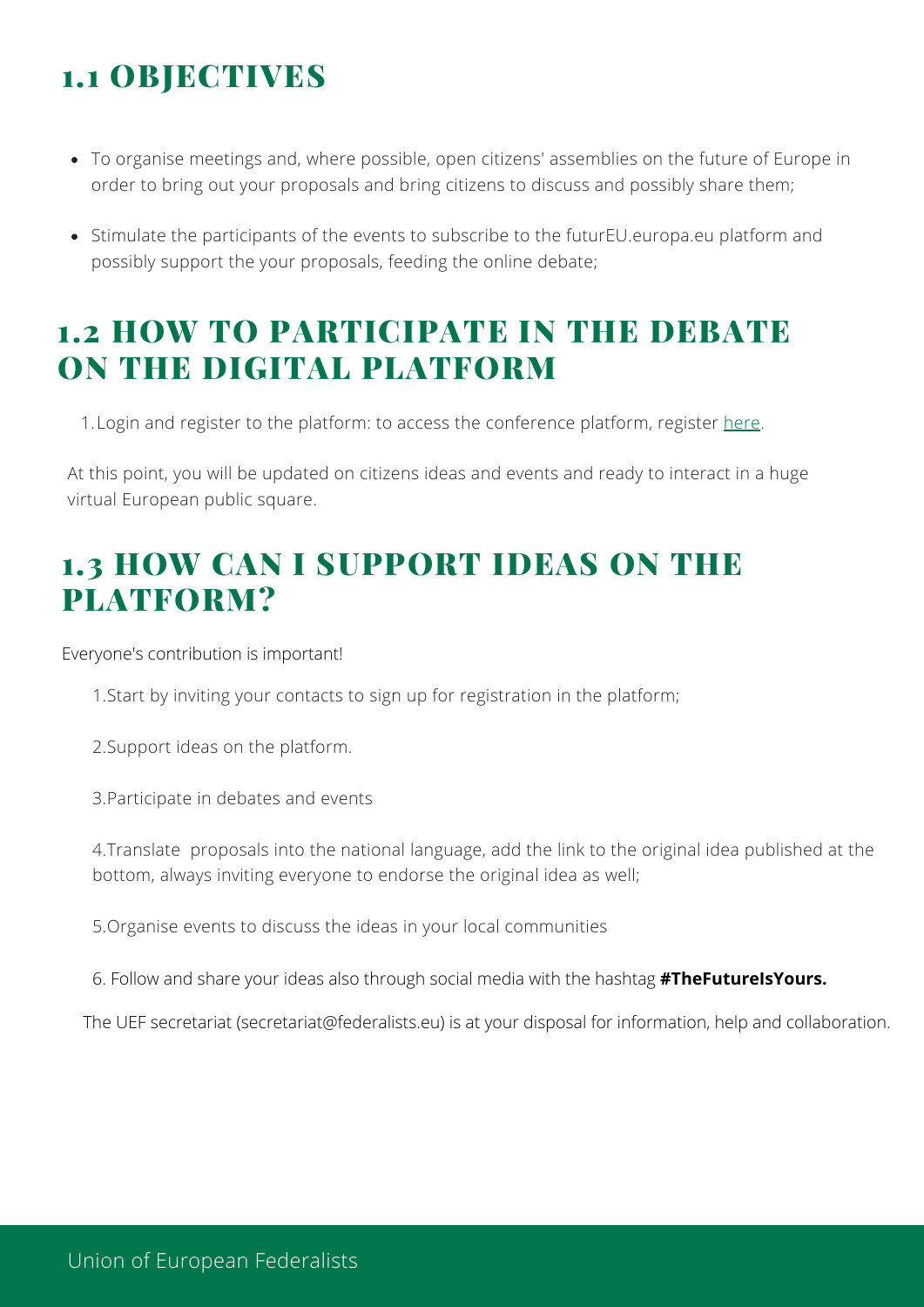## 1.1 OBJECTIVES

- To organise meetings and, where possible, open citizens' assemblies on the future of Europe in order to bring out your proposals and bring citizens to discuss and possibly share them;
- Stimulate the participants of the events to subscribe to the futurEU.europa.eu platform and possibly support the your proposals, feeding the online debate;

## 1.2 HOW TO PARTICIPATE IN THE DEBATE ON THE DIGITAL PLATFORM

1. Login and register to the platform: to access the conference platform, register here.

At this point, you will be updated on citizens ideas and events and ready to interact in a huge virtual European public square.

## 1.3 HOW CAN I SUPPORT IDEAS ON THE PLATFORM?

Everyone's contribution is important!

1. Start by inviting your contacts to sign up for registration in the platform;
2. Support ideas on the platform.
3. Participate in debates and events
4. Translate proposals into the national language, add the link to the original idea published at the bottom, always inviting everyone to endorse the original idea as well;
5. Organise events to discuss the ideas in your local communities
6. Follow and share your ideas also through social media with the hashtag **#TheFutureIsYours.**

The UEF secretariat (secretariat@federalists.eu) is at your disposal for information, help and collaboration.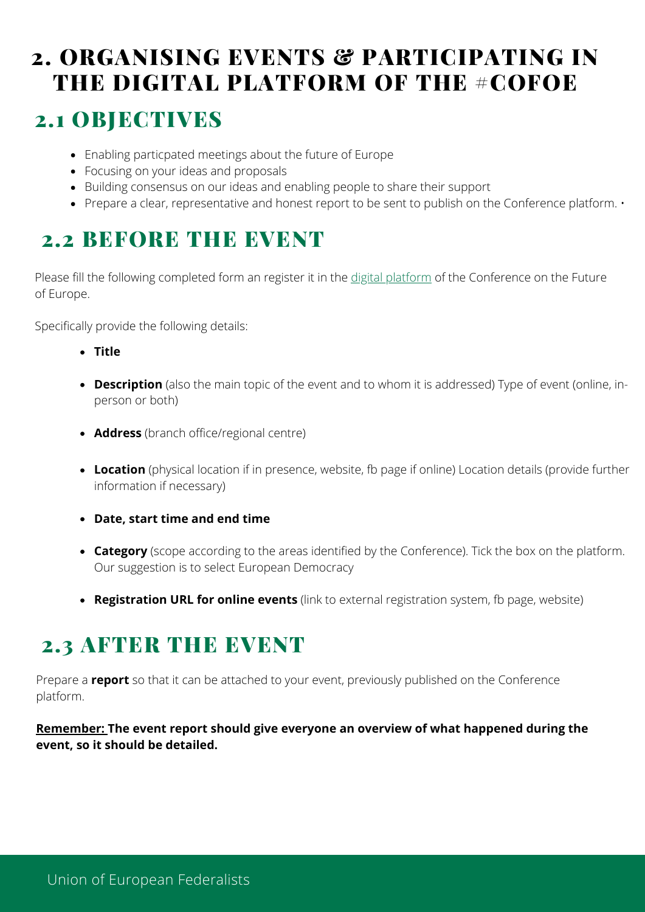# 2. ORGANISING EVENTS & PARTICIPATING IN THE DIGITAL PLATFORM OF THE #COFOE

## 2.1 OBJECTIVES

- Enabling particpated meetings about the future of Europe
- Focusing on your ideas and proposals
- Building consensus on our ideas and enabling people to share their support
- Prepare a clear, representative and honest report to be sent to publish on the Conference platform. •

## 2.2 BEFORE THE EVENT

Please fill the following completed form an register it in the [digital platform]() of the Conference on the Future of Europe.

Specifically provide the following details:

- **Title**
- **Description** (also the main topic of the event and to whom it is addressed) Type of event (online, in-person or both)
- **Address** (branch office/regional centre)
- **Location** (physical location if in presence, website, fb page if online) Location details (provide further information if necessary)
- **Date, start time and end time**
- **Category** (scope according to the areas identified by the Conference). Tick the box on the platform. Our suggestion is to select European Democracy
- **Registration URL for online events** (link to external registration system, fb page, website)

## 2.3 AFTER THE EVENT

Prepare a **report** so that it can be attached to your event, previously published on the Conference platform.

**Remember: The event report should give everyone an overview of what happened during the event, so it should be detailed.**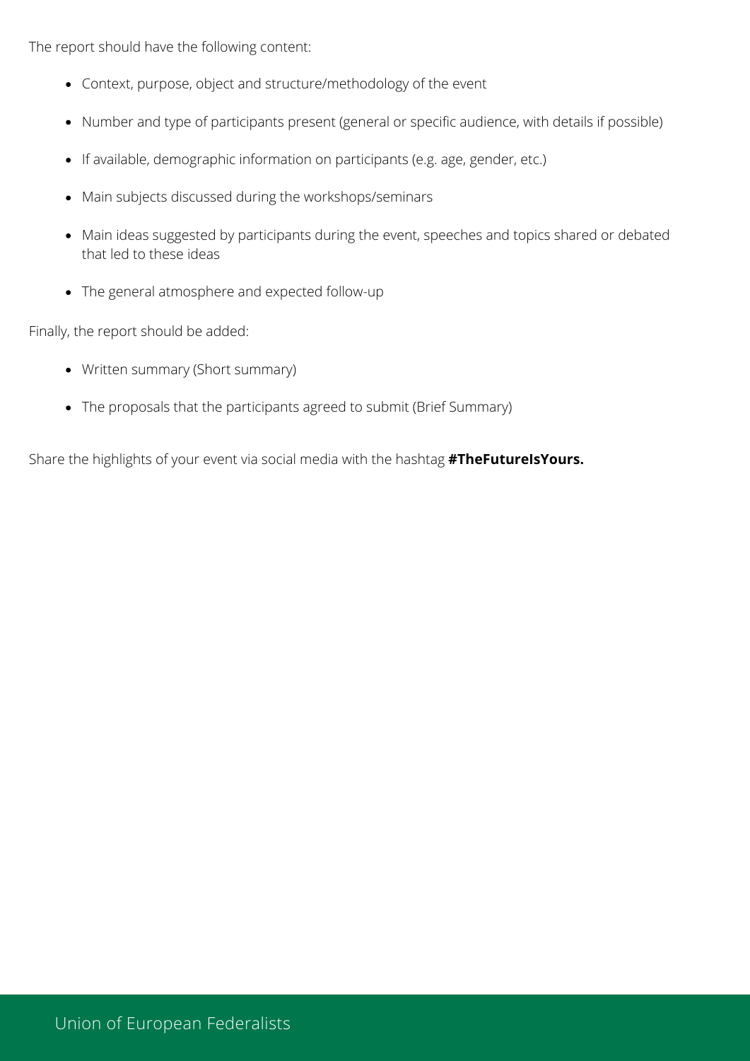The report should have the following content:

- Context, purpose, object and structure/methodology of the event
- Number and type of participants present (general or specific audience, with details if possible)
- If available, demographic information on participants (e.g. age, gender, etc.)
- Main subjects discussed during the workshops/seminars
- Main ideas suggested by participants during the event, speeches and topics shared or debated that led to these ideas
- The general atmosphere and expected follow-up

Finally, the report should be added:

- Written summary (Short summary)
- The proposals that the participants agreed to submit (Brief Summary)

Share the highlights of your event via social media with the hashtag **#TheFutureIsYours.**